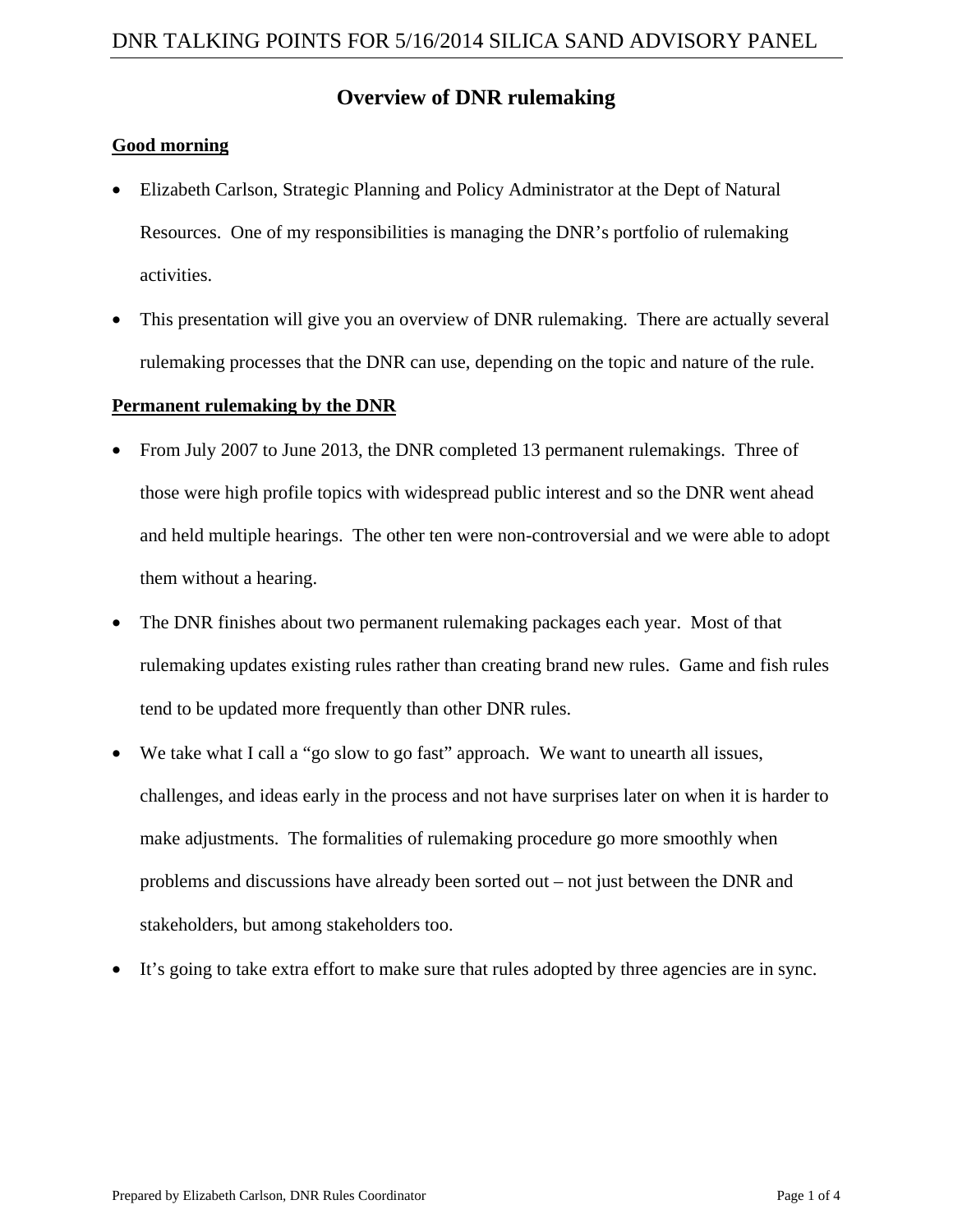# DNR TALKING POINTS FOR 5/16/2014 SILICA SAND ADVISORY PANEL

## Overview of DNR rulemaking

**Good morning**

- Elizabeth Carlson, Strategic Planning and Policy Administrator at the Dept of Natural Resources. One of my responsibilities is managing the DNR's portfolio of rulemaking activities.
- This presentation will give you an overview of DNR rulemaking. There are actually several rulemaking processes that the DNR can use, depending on the topic and nature of the rule.

**Permanent rulemaking by the DNR**

- From July 2007 to June 2013, the DNR completed 13 permanent rulemakings. Three of those were high profile topics with widespread public interest and so the DNR went ahead and held multiple hearings. The other ten were non-controversial and we were able to adopt them without a hearing.
- The DNR finishes about two permanent rulemaking packages each year. Most of that rulemaking updates existing rules rather than creating brand new rules. Game and fish rules tend to be updated more frequently than other DNR rules.
- We take what I call a "go slow to go fast" approach. We want to unearth all issues, challenges, and ideas early in the process and not have surprises later on when it is harder to make adjustments. The formalities of rulemaking procedure go more smoothly when problems and discussions have already been sorted out – not just between the DNR and stakeholders, but among stakeholders too.
- It's going to take extra effort to make sure that rules adopted by three agencies are in sync.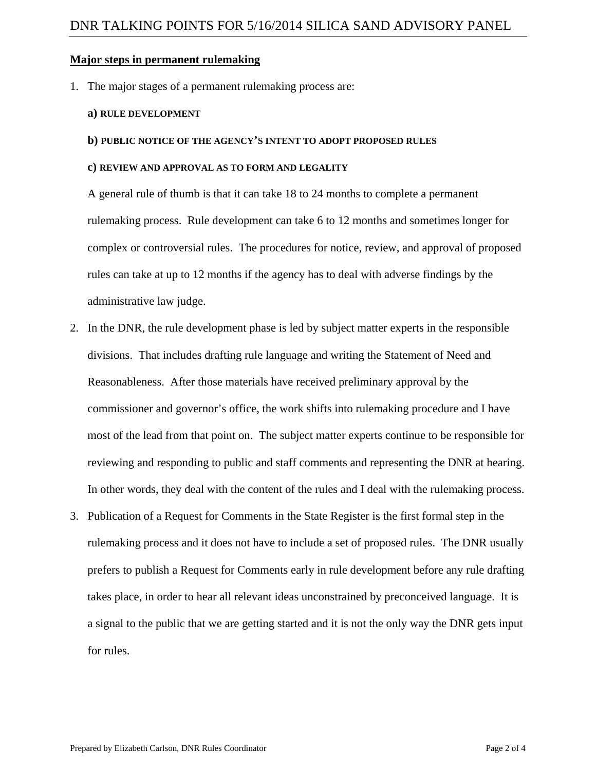# DNR TALKING POINTS FOR 5/16/2014 SILICA SAND ADVISORY PANEL

**Major steps in permanent rulemaking**

1. The major stages of a permanent rulemaking process are:

   **a)** **RULE DEVELOPMENT**

   **b)** **PUBLIC NOTICE OF THE AGENCY'S INTENT TO ADOPT PROPOSED RULES**

   **c)** **REVIEW AND APPROVAL AS TO FORM AND LEGALITY**

   A general rule of thumb is that it can take 18 to 24 months to complete a permanent rulemaking process. Rule development can take 6 to 12 months and sometimes longer for complex or controversial rules. The procedures for notice, review, and approval of proposed rules can take at up to 12 months if the agency has to deal with adverse findings by the administrative law judge.

2. In the DNR, the rule development phase is led by subject matter experts in the responsible divisions. That includes drafting rule language and writing the Statement of Need and Reasonableness. After those materials have received preliminary approval by the commissioner and governor's office, the work shifts into rulemaking procedure and I have most of the lead from that point on. The subject matter experts continue to be responsible for reviewing and responding to public and staff comments and representing the DNR at hearing. In other words, they deal with the content of the rules and I deal with the rulemaking process.

3. Publication of a Request for Comments in the State Register is the first formal step in the rulemaking process and it does not have to include a set of proposed rules. The DNR usually prefers to publish a Request for Comments early in rule development before any rule drafting takes place, in order to hear all relevant ideas unconstrained by preconceived language. It is a signal to the public that we are getting started and it is not the only way the DNR gets input for rules.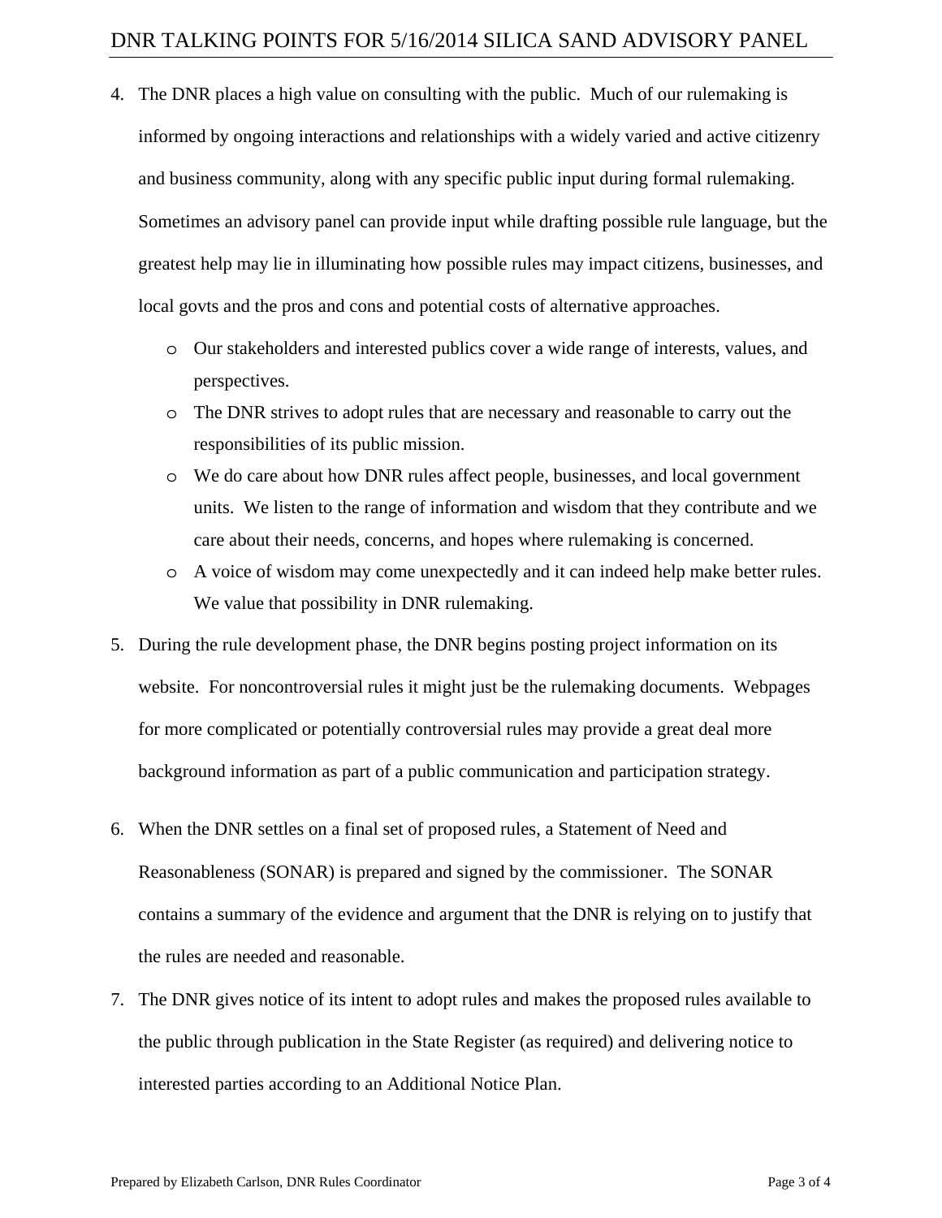4. The DNR places a high value on consulting with the public. Much of our rulemaking is informed by ongoing interactions and relationships with a widely varied and active citizenry and business community, along with any specific public input during formal rulemaking. Sometimes an advisory panel can provide input while drafting possible rule language, but the greatest help may lie in illuminating how possible rules may impact citizens, businesses, and local govts and the pros and cons and potential costs of alternative approaches.
   - Our stakeholders and interested publics cover a wide range of interests, values, and perspectives.
   - The DNR strives to adopt rules that are necessary and reasonable to carry out the responsibilities of its public mission.
   - We do care about how DNR rules affect people, businesses, and local government units. We listen to the range of information and wisdom that they contribute and we care about their needs, concerns, and hopes where rulemaking is concerned.
   - A voice of wisdom may come unexpectedly and it can indeed help make better rules. We value that possibility in DNR rulemaking.

5. During the rule development phase, the DNR begins posting project information on its website. For noncontroversial rules it might just be the rulemaking documents. Webpages for more complicated or potentially controversial rules may provide a great deal more background information as part of a public communication and participation strategy.

6. When the DNR settles on a final set of proposed rules, a Statement of Need and Reasonableness (SONAR) is prepared and signed by the commissioner. The SONAR contains a summary of the evidence and argument that the DNR is relying on to justify that the rules are needed and reasonable.

7. The DNR gives notice of its intent to adopt rules and makes the proposed rules available to the public through publication in the State Register (as required) and delivering notice to interested parties according to an Additional Notice Plan.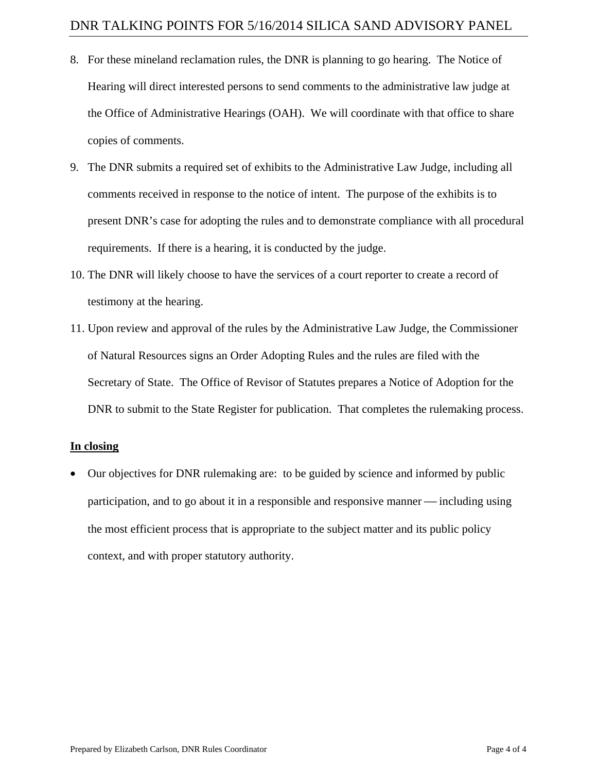8. For these mineland reclamation rules, the DNR is planning to go hearing. The Notice of Hearing will direct interested persons to send comments to the administrative law judge at the Office of Administrative Hearings (OAH). We will coordinate with that office to share copies of comments.
9. The DNR submits a required set of exhibits to the Administrative Law Judge, including all comments received in response to the notice of intent. The purpose of the exhibits is to present DNR's case for adopting the rules and to demonstrate compliance with all procedural requirements. If there is a hearing, it is conducted by the judge.
10. The DNR will likely choose to have the services of a court reporter to create a record of testimony at the hearing.
11. Upon review and approval of the rules by the Administrative Law Judge, the Commissioner of Natural Resources signs an Order Adopting Rules and the rules are filed with the Secretary of State. The Office of Revisor of Statutes prepares a Notice of Adoption for the DNR to submit to the State Register for publication. That completes the rulemaking process.

**In closing**

- Our objectives for DNR rulemaking are: to be guided by science and informed by public participation, and to go about it in a responsible and responsive manner — including using the most efficient process that is appropriate to the subject matter and its public policy context, and with proper statutory authority.

Prepared by Elizabeth Carlson, DNR Rules Coordinator